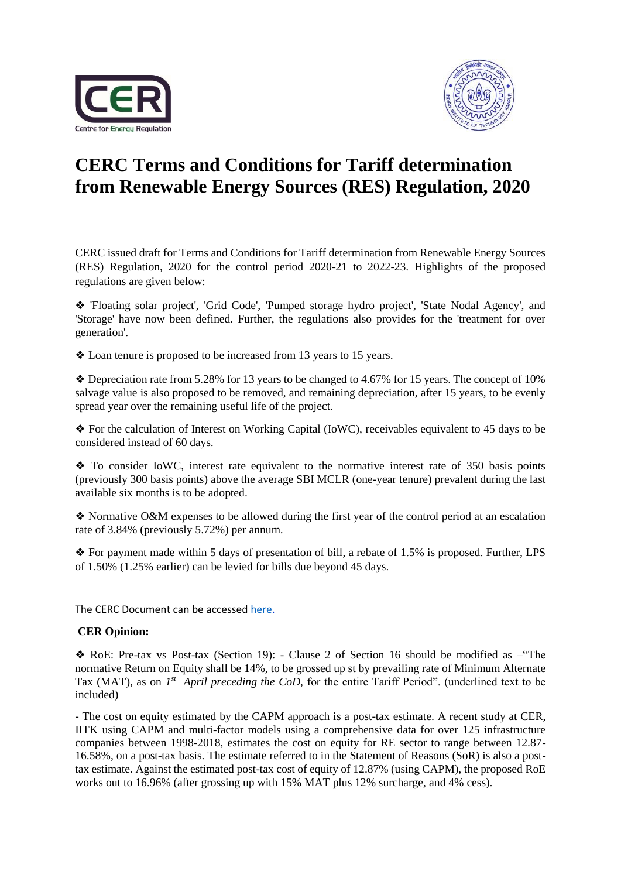# CERC Terms and Conditions for Tariff determination from Renewable Energy Sources (RES) Regulation, 2020

CERC issued draft for Terms and Conditions for Tariff determination from Renewable Energy Sources (RES) Regulation, 2020 for the control period 2020-21 to 2022-23. Highlights of the proposed regulations are given below:

❖ 'Floating solar project', 'Grid Code', 'Pumped storage hydro project', 'State Nodal Agency', and 'Storage' have now been defined. Further, the regulations also provides for the 'treatment for over generation'.

❖ Loan tenure is proposed to be increased from 13 years to 15 years.

❖ Depreciation rate from 5.28% for 13 years to be changed to 4.67% for 15 years. The concept of 10% salvage value is also proposed to be removed, and remaining depreciation, after 15 years, to be evenly spread year over the remaining useful life of the project.

❖ For the calculation of Interest on Working Capital (IoWC), receivables equivalent to 45 days to be considered instead of 60 days.

❖ To consider IoWC, interest rate equivalent to the normative interest rate of 350 basis points (previously 300 basis points) above the average SBI MCLR (one-year tenure) prevalent during the last available six months is to be adopted.

❖ Normative O&M expenses to be allowed during the first year of the control period at an escalation rate of 3.84% (previously 5.72%) per annum.

❖ For payment made within 5 days of presentation of bill, a rebate of 1.5% is proposed. Further, LPS of 1.50% (1.25% earlier) can be levied for bills due beyond 45 days.

The CERC Document can be accessed [here.]

**CER Opinion:**

❖ RoE: Pre-tax vs Post-tax (Section 19): - Clause 2 of Section 16 should be modified as –"The normative Return on Equity shall be 14%, to be grossed up st by prevailing rate of Minimum Alternate Tax (MAT), as on *1st April preceding the CoD,* for the entire Tariff Period". (underlined text to be included)

- The cost on equity estimated by the CAPM approach is a post-tax estimate. A recent study at CER, IITK using CAPM and multi-factor models using a comprehensive data for over 125 infrastructure companies between 1998-2018, estimates the cost on equity for RE sector to range between 12.87-16.58%, on a post-tax basis. The estimate referred to in the Statement of Reasons (SoR) is also a post-tax estimate. Against the estimated post-tax cost of equity of 12.87% (using CAPM), the proposed RoE works out to 16.96% (after grossing up with 15% MAT plus 12% surcharge, and 4% cess).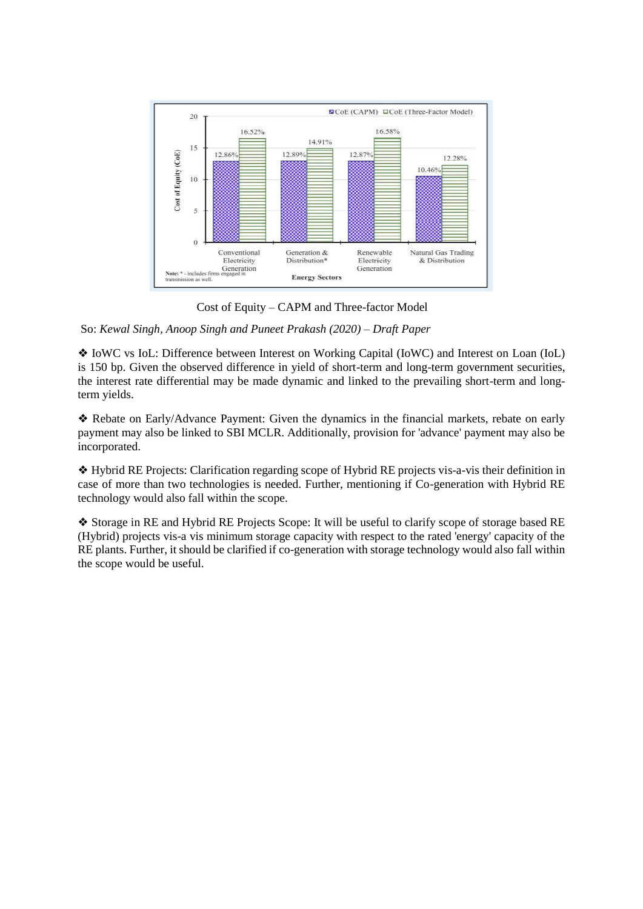CoE (CAPM) CoE (Three-Factor Model)

Cost of Equity (CoE)

20
15
10
5
0

16.52%
12.86%
14.91%
12.89%
16.58%
12.87%
12.28%
10.46%

Conventional Electricity Generation
Generation & Distribution*
Renewable Electricity Generation
Natural Gas Trading & Distribution

Energy Sectors

Note: * - includes firms engaged in transmission as well.

Cost of Equity – CAPM and Three-factor Model

So: *Kewal Singh, Anoop Singh and Puneet Prakash (2020) – Draft Paper*

❖ IoWC vs IoL: Difference between Interest on Working Capital (IoWC) and Interest on Loan (IoL) is 150 bp. Given the observed difference in yield of short-term and long-term government securities, the interest rate differential may be made dynamic and linked to the prevailing short-term and long-term yields.

❖ Rebate on Early/Advance Payment: Given the dynamics in the financial markets, rebate on early payment may also be linked to SBI MCLR. Additionally, provision for 'advance' payment may also be incorporated.

❖ Hybrid RE Projects: Clarification regarding scope of Hybrid RE projects vis-a-vis their definition in case of more than two technologies is needed. Further, mentioning if Co-generation with Hybrid RE technology would also fall within the scope.

❖ Storage in RE and Hybrid RE Projects Scope: It will be useful to clarify scope of storage based RE (Hybrid) projects vis-a vis minimum storage capacity with respect to the rated 'energy' capacity of the RE plants. Further, it should be clarified if co-generation with storage technology would also fall within the scope would be useful.